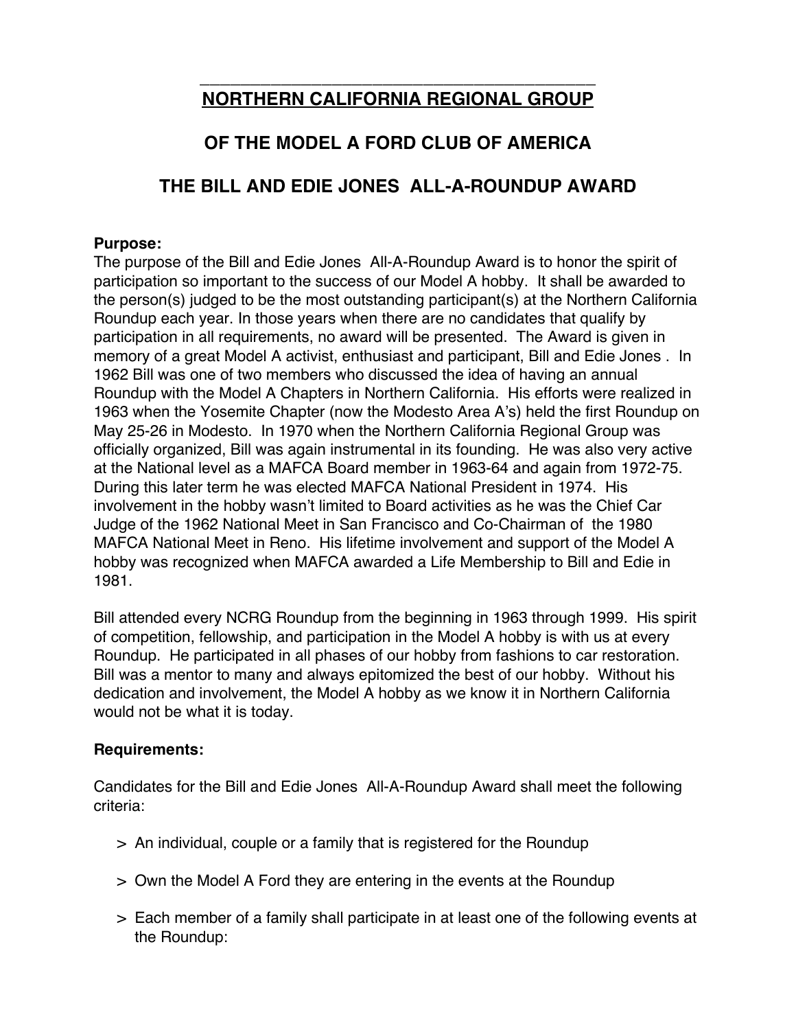# NORTHERN CALIFORNIA REGIONAL GROUP

## OF THE MODEL A FORD CLUB OF AMERICA

## THE BILL AND EDIE JONES ALL-A-ROUNDUP AWARD

**Purpose:**

The purpose of the Bill and Edie Jones All-A-Roundup Award is to honor the spirit of participation so important to the success of our Model A hobby. It shall be awarded to the person(s) judged to be the most outstanding participant(s) at the Northern California Roundup each year. In those years when there are no candidates that qualify by participation in all requirements, no award will be presented. The Award is given in memory of a great Model A activist, enthusiast and participant, Bill and Edie Jones . In 1962 Bill was one of two members who discussed the idea of having an annual Roundup with the Model A Chapters in Northern California. His efforts were realized in 1963 when the Yosemite Chapter (now the Modesto Area A's) held the first Roundup on May 25-26 in Modesto. In 1970 when the Northern California Regional Group was officially organized, Bill was again instrumental in its founding. He was also very active at the National level as a MAFCA Board member in 1963-64 and again from 1972-75. During this later term he was elected MAFCA National President in 1974. His involvement in the hobby wasn't limited to Board activities as he was the Chief Car Judge of the 1962 National Meet in San Francisco and Co-Chairman of the 1980 MAFCA National Meet in Reno. His lifetime involvement and support of the Model A hobby was recognized when MAFCA awarded a Life Membership to Bill and Edie in 1981.

Bill attended every NCRG Roundup from the beginning in 1963 through 1999. His spirit of competition, fellowship, and participation in the Model A hobby is with us at every Roundup. He participated in all phases of our hobby from fashions to car restoration. Bill was a mentor to many and always epitomized the best of our hobby. Without his dedication and involvement, the Model A hobby as we know it in Northern California would not be what it is today.

**Requirements:**

Candidates for the Bill and Edie Jones All-A-Roundup Award shall meet the following criteria:

- An individual, couple or a family that is registered for the Roundup
- Own the Model A Ford they are entering in the events at the Roundup
- Each member of a family shall participate in at least one of the following events at the Roundup: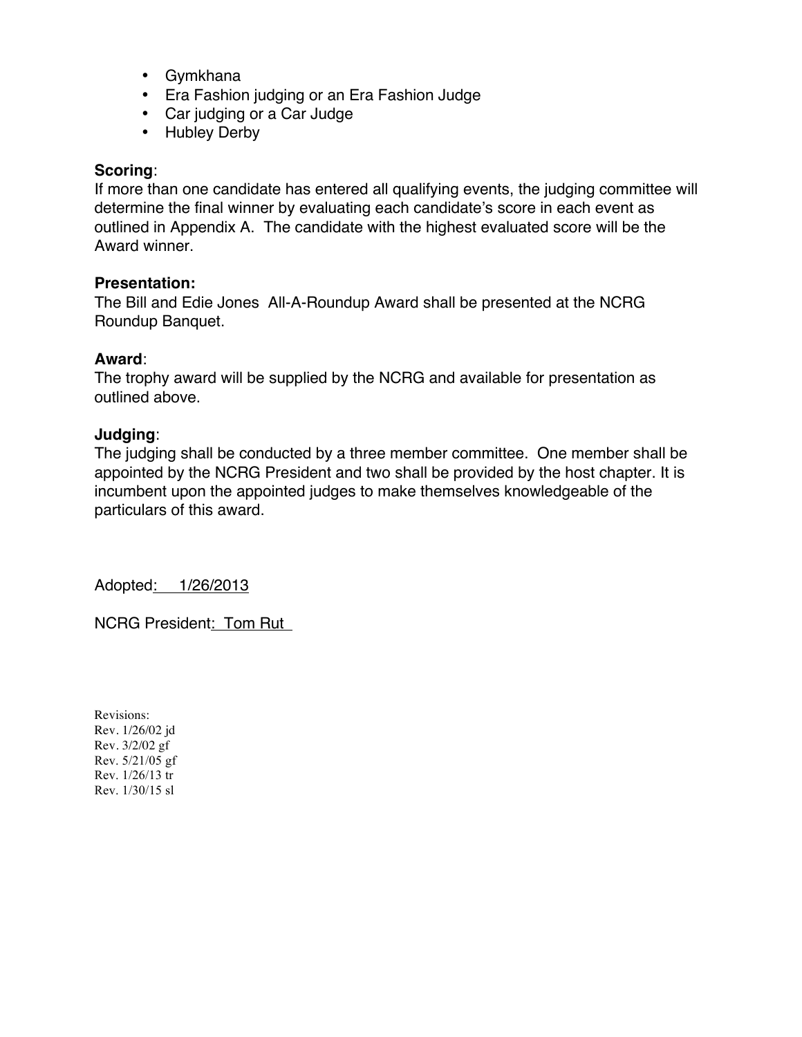- Gymkhana
- Era Fashion judging or an Era Fashion Judge
- Car judging or a Car Judge
- Hubley Derby

**Scoring**:
If more than one candidate has entered all qualifying events, the judging committee will determine the final winner by evaluating each candidate's score in each event as outlined in Appendix A. The candidate with the highest evaluated score will be the Award winner.

**Presentation:**
The Bill and Edie Jones All-A-Roundup Award shall be presented at the NCRG Roundup Banquet.

**Award**:
The trophy award will be supplied by the NCRG and available for presentation as outlined above.

**Judging**:
The judging shall be conducted by a three member committee. One member shall be appointed by the NCRG President and two shall be provided by the host chapter. It is incumbent upon the appointed judges to make themselves knowledgeable of the particulars of this award.

Adopted: 1/26/2013

NCRG President: Tom Rut

Revisions:
Rev. 1/26/02 jd
Rev. 3/2/02 gf
Rev. 5/21/05 gf
Rev. 1/26/13 tr
Rev. 1/30/15 sl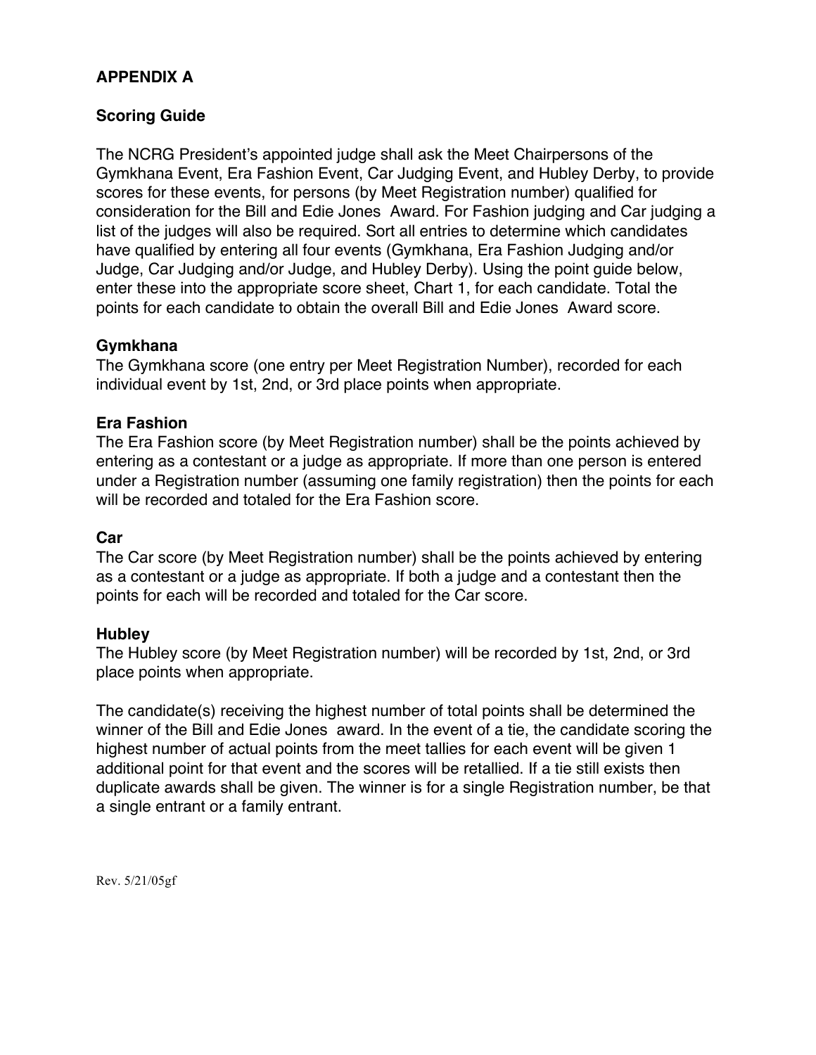## APPENDIX A

### Scoring Guide

The NCRG President's appointed judge shall ask the Meet Chairpersons of the Gymkhana Event, Era Fashion Event, Car Judging Event, and Hubley Derby, to provide scores for these events, for persons (by Meet Registration number) qualified for consideration for the Bill and Edie Jones Award. For Fashion judging and Car judging a list of the judges will also be required. Sort all entries to determine which candidates have qualified by entering all four events (Gymkhana, Era Fashion Judging and/or Judge, Car Judging and/or Judge, and Hubley Derby). Using the point guide below, enter these into the appropriate score sheet, Chart 1, for each candidate. Total the points for each candidate to obtain the overall Bill and Edie Jones Award score.

**Gymkhana**
The Gymkhana score (one entry per Meet Registration Number), recorded for each individual event by 1st, 2nd, or 3rd place points when appropriate.

**Era Fashion**
The Era Fashion score (by Meet Registration number) shall be the points achieved by entering as a contestant or a judge as appropriate. If more than one person is entered under a Registration number (assuming one family registration) then the points for each will be recorded and totaled for the Era Fashion score.

**Car**
The Car score (by Meet Registration number) shall be the points achieved by entering as a contestant or a judge as appropriate. If both a judge and a contestant then the points for each will be recorded and totaled for the Car score.

**Hubley**
The Hubley score (by Meet Registration number) will be recorded by 1st, 2nd, or 3rd place points when appropriate.

The candidate(s) receiving the highest number of total points shall be determined the winner of the Bill and Edie Jones award. In the event of a tie, the candidate scoring the highest number of actual points from the meet tallies for each event will be given 1 additional point for that event and the scores will be retallied. If a tie still exists then duplicate awards shall be given. The winner is for a single Registration number, be that a single entrant or a family entrant.

Rev. 5/21/05gf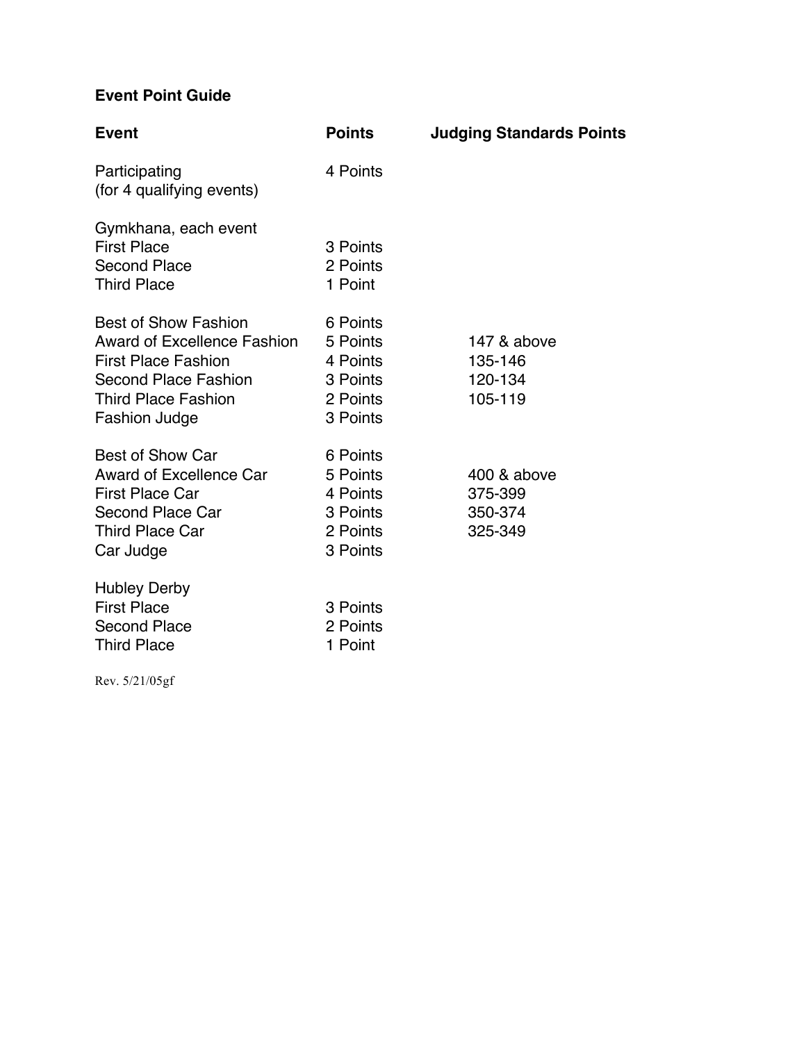## Event Point Guide

| Event | Points | Judging Standards Points |
|---|---|---|
| Participating (for 4 qualifying events) | 4 Points | |
| Gymkhana, each event | | |
| First Place | 3 Points | |
| Second Place | 2 Points | |
| Third Place | 1 Point | |
| Best of Show Fashion | 6 Points | |
| Award of Excellence Fashion | 5 Points | 147 & above |
| First Place Fashion | 4 Points | 135-146 |
| Second Place Fashion | 3 Points | 120-134 |
| Third Place Fashion | 2 Points | 105-119 |
| Fashion Judge | 3 Points | |
| Best of Show Car | 6 Points | |
| Award of Excellence Car | 5 Points | 400 & above |
| First Place Car | 4 Points | 375-399 |
| Second Place Car | 3 Points | 350-374 |
| Third Place Car | 2 Points | 325-349 |
| Car Judge | 3 Points | |
| Hubley Derby | | |
| First Place | 3 Points | |
| Second Place | 2 Points | |
| Third Place | 1 Point | |

Rev. 5/21/05gf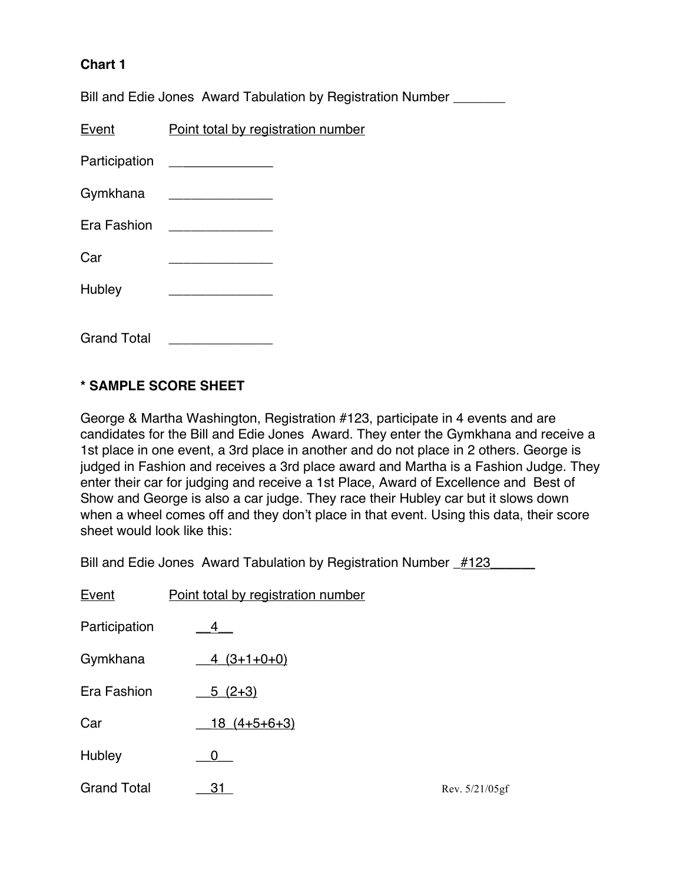**Chart 1**

Bill and Edie Jones  Award Tabulation by Registration Number _______

| Event | Point total by registration number |
|---|---|
| Participation | ______________ |
| Gymkhana | ______________ |
| Era Fashion | ______________ |
| Car | ______________ |
| Hubley | ______________ |
| Grand Total | ______________ |

**\* SAMPLE SCORE SHEET**

George & Martha Washington, Registration #123, participate in 4 events and are candidates for the Bill and Edie Jones  Award. They enter the Gymkhana and receive a 1st place in one event, a 3rd place in another and do not place in 2 others. George is judged in Fashion and receives a 3rd place award and Martha is a Fashion Judge. They enter their car for judging and receive a 1st Place, Award of Excellence and  Best of Show and George is also a car judge. They race their Hubley car but it slows down when a wheel comes off and they don't place in that event. Using this data, their score sheet would look like this:

Bill and Edie Jones  Award Tabulation by Registration Number _#123______

| Event | Point total by registration number |
|---|---|
| Participation | 4 |
| Gymkhana | 4 (3+1+0+0) |
| Era Fashion | 5 (2+3) |
| Car | 18 (4+5+6+3) |
| Hubley | 0 |
| Grand Total | 31 |

Rev. 5/21/05gf